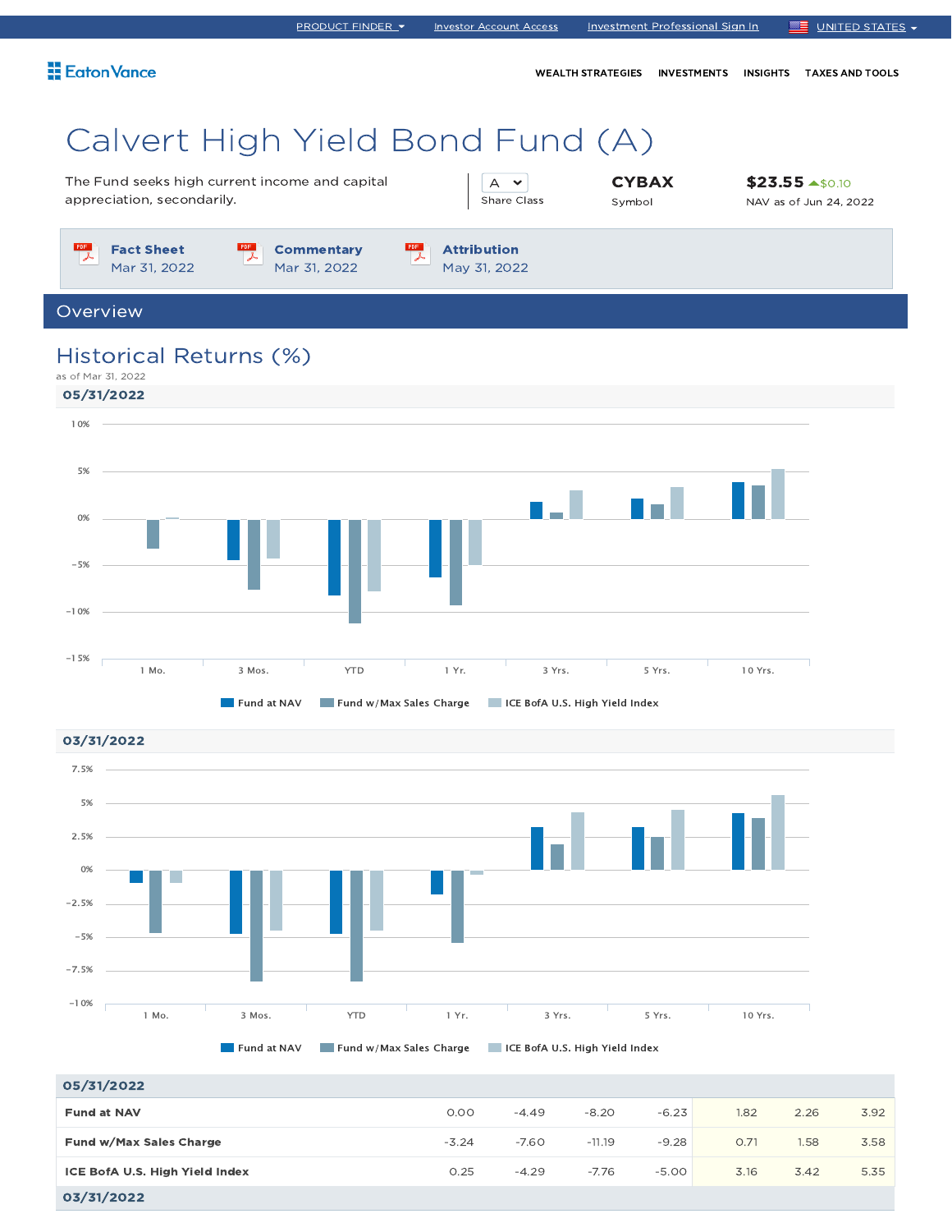PRODUCT FINDER | Investor Account Access | Investment Professional Sign In | UNITED STATES

Eaton Vance

WEALTH STRATEGIES | INVESTMENTS | INSIGHTS | TAXES AND TOOLS

# Calvert High Yield Bond Fund (A)

The Fund seeks high current income and capital appreciation, secondarily.

A
Share Class

**CYBAX**
Symbol

**$23.55** $0.10
NAV as of Jun 24, 2022

**Fact Sheet** Mar 31, 2022

**Commentary** Mar 31, 2022

**Attribution** May 31, 2022

## Overview

### Historical Returns (%)

as of Mar 31, 2022

**05/31/2022**

1 Mo. | 3 Mos. | YTD | 1 Yr. | 3 Yrs. | 5 Yrs. | 10 Yrs.

Fund at NAV | Fund w/Max Sales Charge | ICE BofA U.S. High Yield Index

**03/31/2022**

1 Mo. | 3 Mos. | YTD | 1 Yr. | 3 Yrs. | 5 Yrs. | 10 Yrs.

Fund at NAV | Fund w/Max Sales Charge | ICE BofA U.S. High Yield Index

| 05/31/2022 | | | | | | | |
|---|---|---|---|---|---|---|---|
| **Fund at NAV** | 0.00 | -4.49 | -8.20 | -6.23 | 1.82 | 2.26 | 3.92 |
| **Fund w/Max Sales Charge** | -3.24 | -7.60 | -11.19 | -9.28 | 0.71 | 1.58 | 3.58 |
| **ICE BofA U.S. High Yield Index** | 0.25 | -4.29 | -7.76 | -5.00 | 3.16 | 3.42 | 5.35 |

**03/31/2022**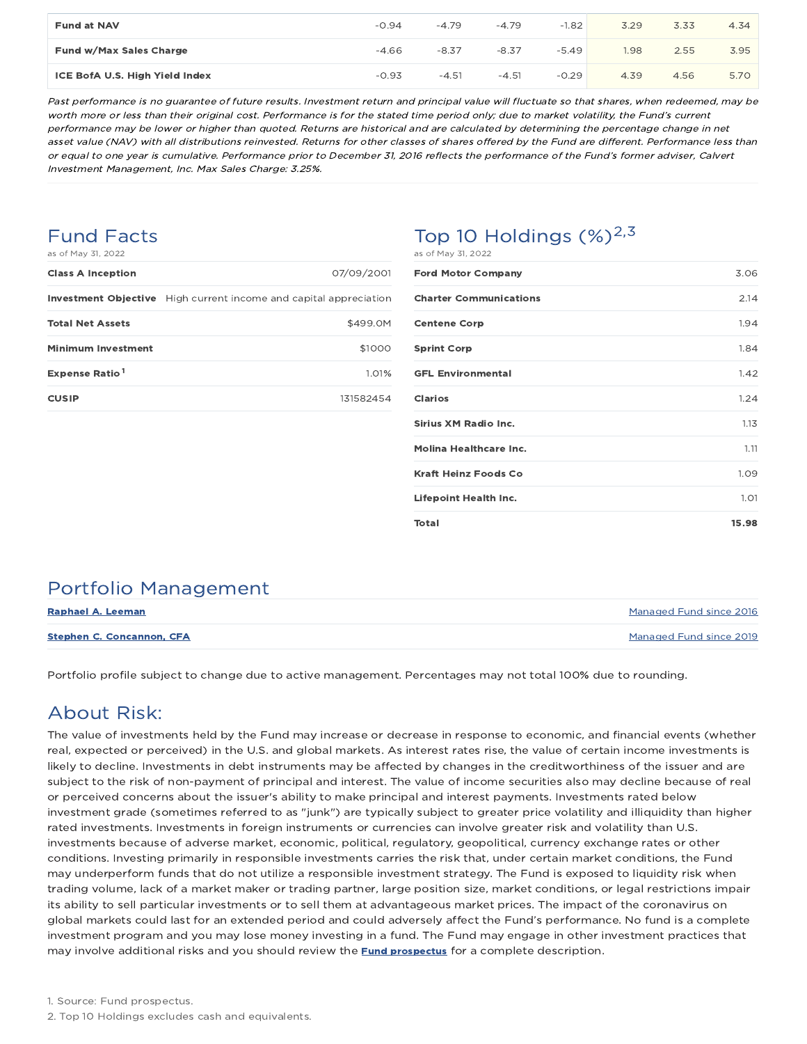| | | | | | | | |
|---|---|---|---|---|---|---|---|
| **Fund at NAV** | -0.94 | -4.79 | -4.79 | -1.82 | 3.29 | 3.33 | 4.34 |
| **Fund w/Max Sales Charge** | -4.66 | -8.37 | -8.37 | -5.49 | 1.98 | 2.55 | 3.95 |
| **ICE BofA U.S. High Yield Index** | -0.93 | -4.51 | -4.51 | -0.29 | 4.39 | 4.56 | 5.70 |

*Past performance is no guarantee of future results. Investment return and principal value will fluctuate so that shares, when redeemed, may be worth more or less than their original cost. Performance is for the stated time period only; due to market volatility, the Fund's current performance may be lower or higher than quoted. Returns are historical and are calculated by determining the percentage change in net asset value (NAV) with all distributions reinvested. Returns for other classes of shares offered by the Fund are different. Performance less than or equal to one year is cumulative. Performance prior to December 31, 2016 reflects the performance of the Fund's former adviser, Calvert Investment Management, Inc. Max Sales Charge: 3.25%.*

## Fund Facts

as of May 31, 2022

| | |
|---|---|
| **Class A Inception** | 07/09/2001 |
| **Investment Objective** | High current income and capital appreciation |
| **Total Net Assets** | $499.0M |
| **Minimum Investment** | $1000 |
| **Expense Ratio**[1] | 1.01% |
| **CUSIP** | 131582454 |

## Top 10 Holdings (%)[2,3]

as of May 31, 2022

| | |
|---|---|
| **Ford Motor Company** | 3.06 |
| **Charter Communications** | 2.14 |
| **Centene Corp** | 1.94 |
| **Sprint Corp** | 1.84 |
| **GFL Environmental** | 1.42 |
| **Clarios** | 1.24 |
| **Sirius XM Radio Inc.** | 1.13 |
| **Molina Healthcare Inc.** | 1.11 |
| **Kraft Heinz Foods Co** | 1.09 |
| **Lifepoint Health Inc.** | 1.01 |
| **Total** | **15.98** |

## Portfolio Management

| | |
|---|---|
| **Raphael A. Leeman** | Managed Fund since 2016 |
| **Stephen C. Concannon, CFA** | Managed Fund since 2019 |

Portfolio profile subject to change due to active management. Percentages may not total 100% due to rounding.

## About Risk:

The value of investments held by the Fund may increase or decrease in response to economic, and financial events (whether real, expected or perceived) in the U.S. and global markets. As interest rates rise, the value of certain income investments is likely to decline. Investments in debt instruments may be affected by changes in the creditworthiness of the issuer and are subject to the risk of non-payment of principal and interest. The value of income securities also may decline because of real or perceived concerns about the issuer's ability to make principal and interest payments. Investments rated below investment grade (sometimes referred to as "junk") are typically subject to greater price volatility and illiquidity than higher rated investments. Investments in foreign instruments or currencies can involve greater risk and volatility than U.S. investments because of adverse market, economic, political, regulatory, geopolitical, currency exchange rates or other conditions. Investing primarily in responsible investments carries the risk that, under certain market conditions, the Fund may underperform funds that do not utilize a responsible investment strategy. The Fund is exposed to liquidity risk when trading volume, lack of a market maker or trading partner, large position size, market conditions, or legal restrictions impair its ability to sell particular investments or to sell them at advantageous market prices. The impact of the coronavirus on global markets could last for an extended period and could adversely affect the Fund's performance. No fund is a complete investment program and you may lose money investing in a fund. The Fund may engage in other investment practices that may involve additional risks and you should review the **Fund prospectus** for a complete description.

1. Source: Fund prospectus.
2. Top 10 Holdings excludes cash and equivalents.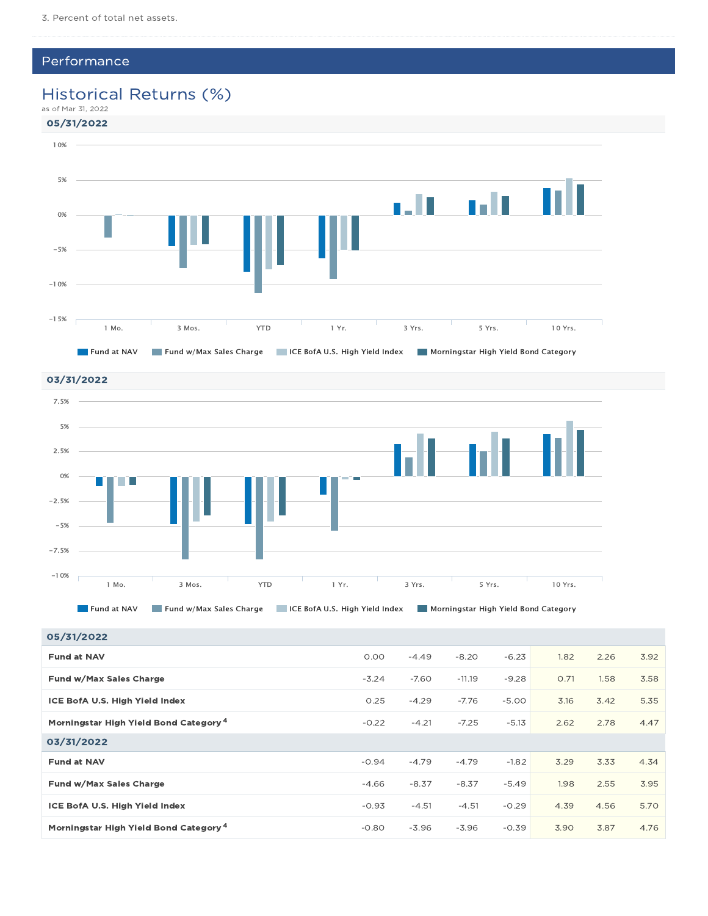3. Percent of total net assets.

## Performance

### Historical Returns (%)

as of Mar 31, 2022

**05/31/2022**

Legend: Fund at NAV | Fund w/Max Sales Charge | ICE BofA U.S. High Yield Index | Morningstar High Yield Bond Category

Periods: 1 Mo. | 3 Mos. | YTD | 1 Yr. | 3 Yrs. | 5 Yrs. | 10 Yrs.

**03/31/2022**

Legend: Fund at NAV | Fund w/Max Sales Charge | ICE BofA U.S. High Yield Index | Morningstar High Yield Bond Category

Periods: 1 Mo. | 3 Mos. | YTD | 1 Yr. | 3 Yrs. | 5 Yrs. | 10 Yrs.

| | 1 Mo. | 3 Mos. | YTD | 1 Yr. | 3 Yrs. | 5 Yrs. | 10 Yrs. |
|---|---|---|---|---|---|---|---|
| **05/31/2022** | | | | | | | |
| **Fund at NAV** | 0.00 | -4.49 | -8.20 | -6.23 | 1.82 | 2.26 | 3.92 |
| **Fund w/Max Sales Charge** | -3.24 | -7.60 | -11.19 | -9.28 | 0.71 | 1.58 | 3.58 |
| **ICE BofA U.S. High Yield Index** | 0.25 | -4.29 | -7.76 | -5.00 | 3.16 | 3.42 | 5.35 |
| **Morningstar High Yield Bond Category** [4] | -0.22 | -4.21 | -7.25 | -5.13 | 2.62 | 2.78 | 4.47 |
| **03/31/2022** | | | | | | | |
| **Fund at NAV** | -0.94 | -4.79 | -4.79 | -1.82 | 3.29 | 3.33 | 4.34 |
| **Fund w/Max Sales Charge** | -4.66 | -8.37 | -8.37 | -5.49 | 1.98 | 2.55 | 3.95 |
| **ICE BofA U.S. High Yield Index** | -0.93 | -4.51 | -4.51 | -0.29 | 4.39 | 4.56 | 5.70 |
| **Morningstar High Yield Bond Category** [4] | -0.80 | -3.96 | -3.96 | -0.39 | 3.90 | 3.87 | 4.76 |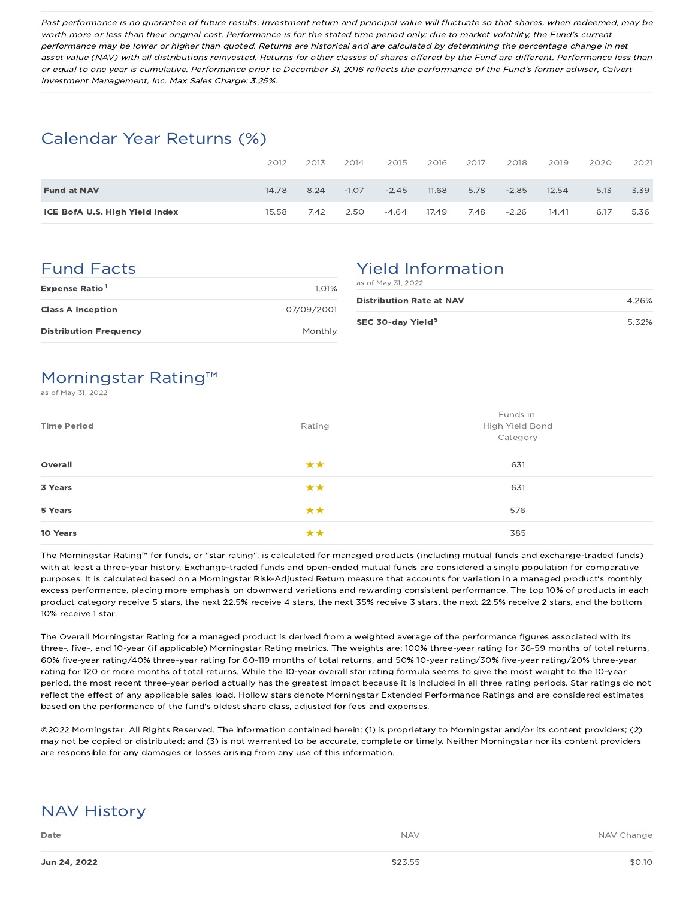*Past performance is no guarantee of future results. Investment return and principal value will fluctuate so that shares, when redeemed, may be worth more or less than their original cost. Performance is for the stated time period only; due to market volatility, the Fund's current performance may be lower or higher than quoted. Returns are historical and are calculated by determining the percentage change in net asset value (NAV) with all distributions reinvested. Returns for other classes of shares offered by the Fund are different. Performance less than or equal to one year is cumulative. Performance prior to December 31, 2016 reflects the performance of the Fund's former adviser, Calvert Investment Management, Inc. Max Sales Charge: 3.25%.*

## Calendar Year Returns (%)

| | 2012 | 2013 | 2014 | 2015 | 2016 | 2017 | 2018 | 2019 | 2020 | 2021 |
|---|---|---|---|---|---|---|---|---|---|---|
| **Fund at NAV** | 14.78 | 8.24 | -1.07 | -2.45 | 11.68 | 5.78 | -2.85 | 12.54 | 5.13 | 3.39 |
| **ICE BofA U.S. High Yield Index** | 15.58 | 7.42 | 2.50 | -4.64 | 17.49 | 7.48 | -2.26 | 14.41 | 6.17 | 5.36 |

## Fund Facts

| | |
|---|---|
| **Expense Ratio**[1] | 1.01% |
| **Class A Inception** | 07/09/2001 |
| **Distribution Frequency** | Monthly |

## Yield Information

as of May 31, 2022

| | |
|---|---|
| **Distribution Rate at NAV** | 4.26% |
| **SEC 30-day Yield**[5] | 5.32% |

## Morningstar Rating™

as of May 31, 2022

| Time Period | Rating | Funds in High Yield Bond Category |
|---|---|---|
| **Overall** | ★★ | 631 |
| **3 Years** | ★★ | 631 |
| **5 Years** | ★★ | 576 |
| **10 Years** | ★★ | 385 |

The Morningstar Rating™ for funds, or "star rating", is calculated for managed products (including mutual funds and exchange-traded funds) with at least a three-year history. Exchange-traded funds and open-ended mutual funds are considered a single population for comparative purposes. It is calculated based on a Morningstar Risk-Adjusted Return measure that accounts for variation in a managed product's monthly excess performance, placing more emphasis on downward variations and rewarding consistent performance. The top 10% of products in each product category receive 5 stars, the next 22.5% receive 4 stars, the next 35% receive 3 stars, the next 22.5% receive 2 stars, and the bottom 10% receive 1 star.

The Overall Morningstar Rating for a managed product is derived from a weighted average of the performance figures associated with its three-, five-, and 10-year (if applicable) Morningstar Rating metrics. The weights are: 100% three-year rating for 36-59 months of total returns, 60% five-year rating/40% three-year rating for 60-119 months of total returns, and 50% 10-year rating/30% five-year rating/20% three-year rating for 120 or more months of total returns. While the 10-year overall star rating formula seems to give the most weight to the 10-year period, the most recent three-year period actually has the greatest impact because it is included in all three rating periods. Star ratings do not reflect the effect of any applicable sales load. Hollow stars denote Morningstar Extended Performance Ratings and are considered estimates based on the performance of the fund's oldest share class, adjusted for fees and expenses.

©2022 Morningstar. All Rights Reserved. The information contained herein: (1) is proprietary to Morningstar and/or its content providers; (2) may not be copied or distributed; and (3) is not warranted to be accurate, complete or timely. Neither Morningstar nor its content providers are responsible for any damages or losses arising from any use of this information.

## NAV History

| Date | NAV | NAV Change |
|---|---|---|
| **Jun 24, 2022** | $23.55 | $0.10 |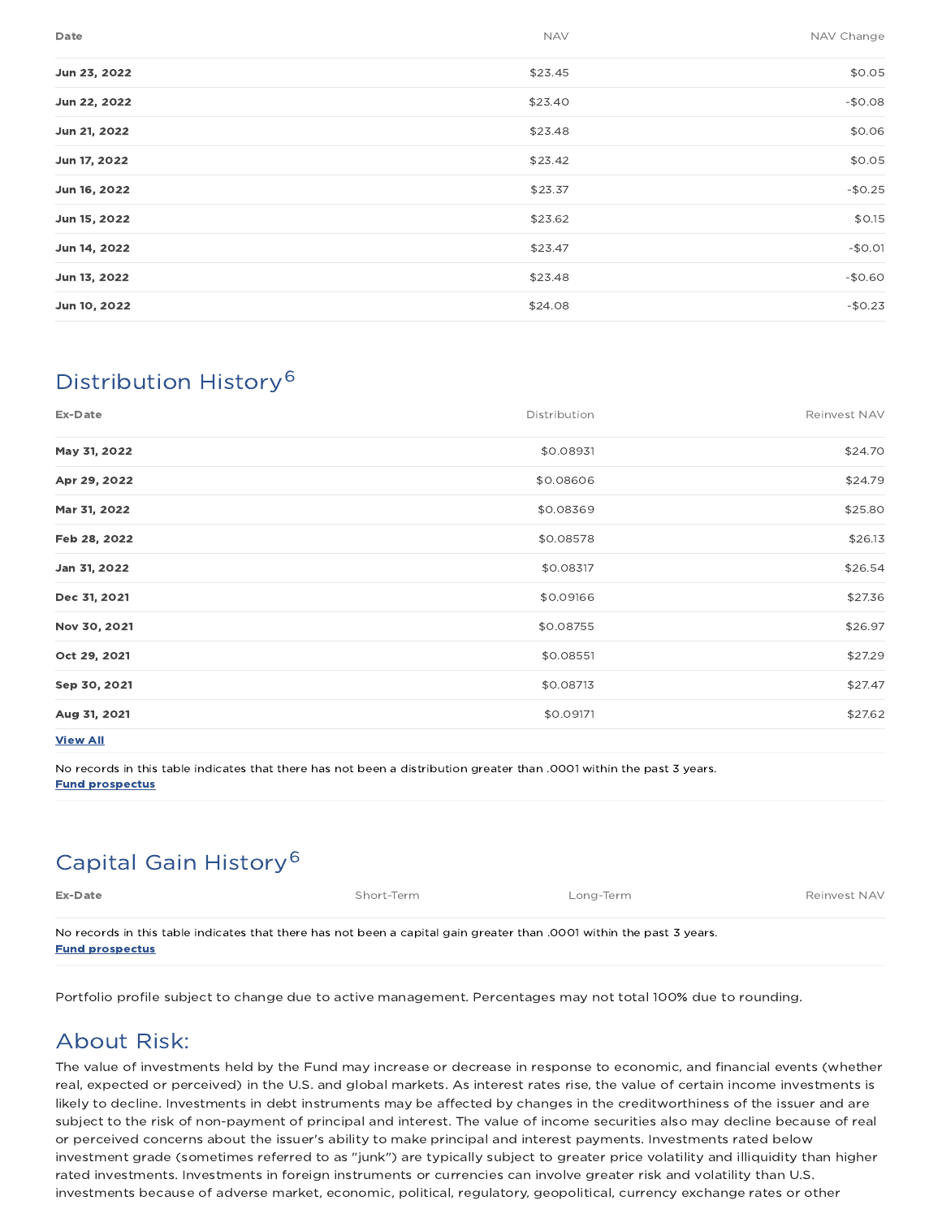| Date | NAV | NAV Change |
|---|---|---|
| **Jun 23, 2022** | $23.45 | $0.05 |
| **Jun 22, 2022** | $23.40 | -$0.08 |
| **Jun 21, 2022** | $23.48 | $0.06 |
| **Jun 17, 2022** | $23.42 | $0.05 |
| **Jun 16, 2022** | $23.37 | -$0.25 |
| **Jun 15, 2022** | $23.62 | $0.15 |
| **Jun 14, 2022** | $23.47 | -$0.01 |
| **Jun 13, 2022** | $23.48 | -$0.60 |
| **Jun 10, 2022** | $24.08 | -$0.23 |

## Distribution History[6]

| Ex-Date | Distribution | Reinvest NAV |
|---|---|---|
| **May 31, 2022** | $0.08931 | $24.70 |
| **Apr 29, 2022** | $0.08606 | $24.79 |
| **Mar 31, 2022** | $0.08369 | $25.80 |
| **Feb 28, 2022** | $0.08578 | $26.13 |
| **Jan 31, 2022** | $0.08317 | $26.54 |
| **Dec 31, 2021** | $0.09166 | $27.36 |
| **Nov 30, 2021** | $0.08755 | $26.97 |
| **Oct 29, 2021** | $0.08551 | $27.29 |
| **Sep 30, 2021** | $0.08713 | $27.47 |
| **Aug 31, 2021** | $0.09171 | $27.62 |

**View All**

No records in this table indicates that there has not been a distribution greater than .0001 within the past 3 years.
**Fund prospectus**

## Capital Gain History[6]

| Ex-Date | Short-Term | Long-Term | Reinvest NAV |
|---|---|---|---|

No records in this table indicates that there has not been a capital gain greater than .0001 within the past 3 years.
**Fund prospectus**

Portfolio profile subject to change due to active management. Percentages may not total 100% due to rounding.

## About Risk:

The value of investments held by the Fund may increase or decrease in response to economic, and financial events (whether real, expected or perceived) in the U.S. and global markets. As interest rates rise, the value of certain income investments is likely to decline. Investments in debt instruments may be affected by changes in the creditworthiness of the issuer and are subject to the risk of non-payment of principal and interest. The value of income securities also may decline because of real or perceived concerns about the issuer's ability to make principal and interest payments. Investments rated below investment grade (sometimes referred to as "junk") are typically subject to greater price volatility and illiquidity than higher rated investments. Investments in foreign instruments or currencies can involve greater risk and volatility than U.S. investments because of adverse market, economic, political, regulatory, geopolitical, currency exchange rates or other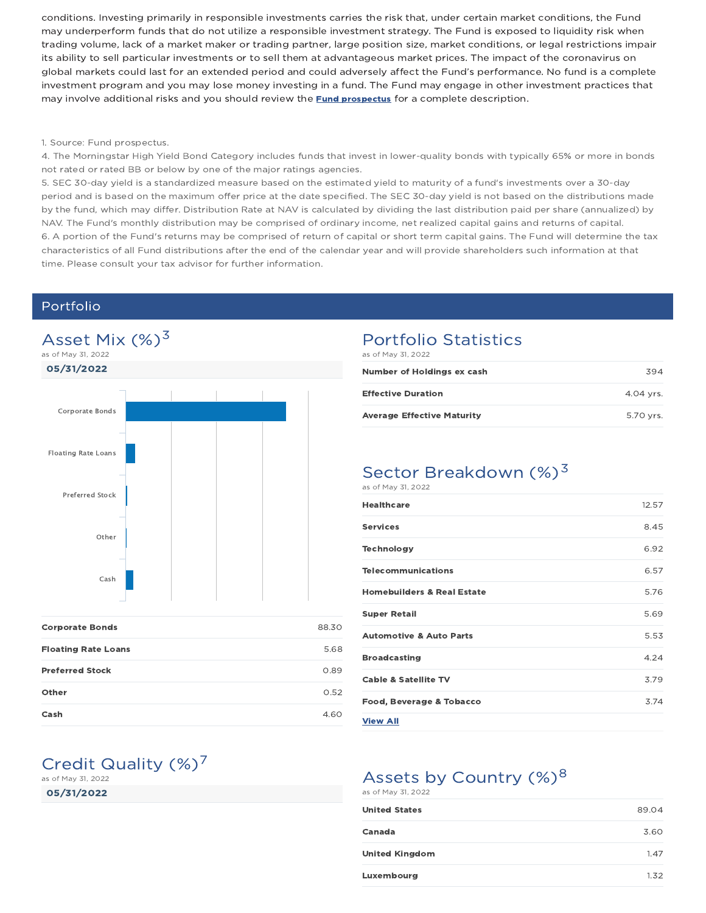conditions. Investing primarily in responsible investments carries the risk that, under certain market conditions, the Fund may underperform funds that do not utilize a responsible investment strategy. The Fund is exposed to liquidity risk when trading volume, lack of a market maker or trading partner, large position size, market conditions, or legal restrictions impair its ability to sell particular investments or to sell them at advantageous market prices. The impact of the coronavirus on global markets could last for an extended period and could adversely affect the Fund's performance. No fund is a complete investment program and you may lose money investing in a fund. The Fund may engage in other investment practices that may involve additional risks and you should review the **Fund prospectus** for a complete description.

1. Source: Fund prospectus.
4. The Morningstar High Yield Bond Category includes funds that invest in lower-quality bonds with typically 65% or more in bonds not rated or rated BB or below by one of the major ratings agencies.
5. SEC 30-day yield is a standardized measure based on the estimated yield to maturity of a fund's investments over a 30-day period and is based on the maximum offer price at the date specified. The SEC 30-day yield is not based on the distributions made by the fund, which may differ. Distribution Rate at NAV is calculated by dividing the last distribution paid per share (annualized) by NAV. The Fund's monthly distribution may be comprised of ordinary income, net realized capital gains and returns of capital.
6. A portion of the Fund's returns may be comprised of return of capital or short term capital gains. The Fund will determine the tax characteristics of all Fund distributions after the end of the calendar year and will provide shareholders such information at that time. Please consult your tax advisor for further information.

## Portfolio

### Asset Mix (%)[3]

as of May 31, 2022

**05/31/2022**

| | |
|---|---|
| **Corporate Bonds** | 88.30 |
| **Floating Rate Loans** | 5.68 |
| **Preferred Stock** | 0.89 |
| **Other** | 0.52 |
| **Cash** | 4.60 |

### Portfolio Statistics

as of May 31, 2022

| | |
|---|---|
| **Number of Holdings ex cash** | 394 |
| **Effective Duration** | 4.04 yrs. |
| **Average Effective Maturity** | 5.70 yrs. |

### Sector Breakdown (%)[3]

as of May 31, 2022

| | |
|---|---|
| **Healthcare** | 12.57 |
| **Services** | 8.45 |
| **Technology** | 6.92 |
| **Telecommunications** | 6.57 |
| **Homebuilders & Real Estate** | 5.76 |
| **Super Retail** | 5.69 |
| **Automotive & Auto Parts** | 5.53 |
| **Broadcasting** | 4.24 |
| **Cable & Satellite TV** | 3.79 |
| **Food, Beverage & Tobacco** | 3.74 |

**View All**

### Credit Quality (%)[7]

as of May 31, 2022

**05/31/2022**

### Assets by Country (%)[8]

as of May 31, 2022

| | |
|---|---|
| **United States** | 89.04 |
| **Canada** | 3.60 |
| **United Kingdom** | 1.47 |
| **Luxembourg** | 1.32 |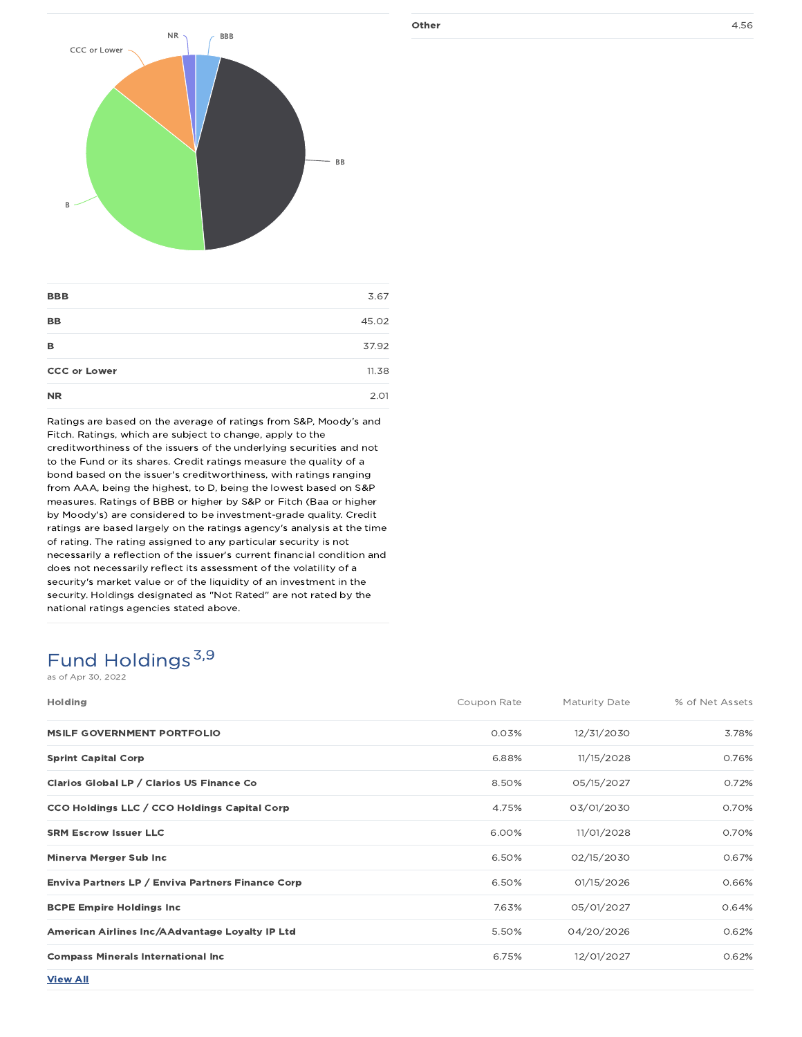| | |
|---|---|
| **Other** | 4.56 |

| | |
|---|---|
| **BBB** | 3.67 |
| **BB** | 45.02 |
| **B** | 37.92 |
| **CCC or Lower** | 11.38 |
| **NR** | 2.01 |

Ratings are based on the average of ratings from S&P, Moody's and Fitch. Ratings, which are subject to change, apply to the creditworthiness of the issuers of the underlying securities and not to the Fund or its shares. Credit ratings measure the quality of a bond based on the issuer's creditworthiness, with ratings ranging from AAA, being the highest, to D, being the lowest based on S&P measures. Ratings of BBB or higher by S&P or Fitch (Baa or higher by Moody's) are considered to be investment-grade quality. Credit ratings are based largely on the ratings agency's analysis at the time of rating. The rating assigned to any particular security is not necessarily a reflection of the issuer's current financial condition and does not necessarily reflect its assessment of the volatility of a security's market value or of the liquidity of an investment in the security. Holdings designated as "Not Rated" are not rated by the national ratings agencies stated above.

## Fund Holdings[3,9]

as of Apr 30, 2022

| Holding | Coupon Rate | Maturity Date | % of Net Assets |
|---|---|---|---|
| **MSILF GOVERNMENT PORTFOLIO** | 0.03% | 12/31/2030 | 3.78% |
| **Sprint Capital Corp** | 6.88% | 11/15/2028 | 0.76% |
| **Clarios Global LP / Clarios US Finance Co** | 8.50% | 05/15/2027 | 0.72% |
| **CCO Holdings LLC / CCO Holdings Capital Corp** | 4.75% | 03/01/2030 | 0.70% |
| **SRM Escrow Issuer LLC** | 6.00% | 11/01/2028 | 0.70% |
| **Minerva Merger Sub Inc** | 6.50% | 02/15/2030 | 0.67% |
| **Enviva Partners LP / Enviva Partners Finance Corp** | 6.50% | 01/15/2026 | 0.66% |
| **BCPE Empire Holdings Inc** | 7.63% | 05/01/2027 | 0.64% |
| **American Airlines Inc/AAdvantage Loyalty IP Ltd** | 5.50% | 04/20/2026 | 0.62% |
| **Compass Minerals International Inc** | 6.75% | 12/01/2027 | 0.62% |

**View All**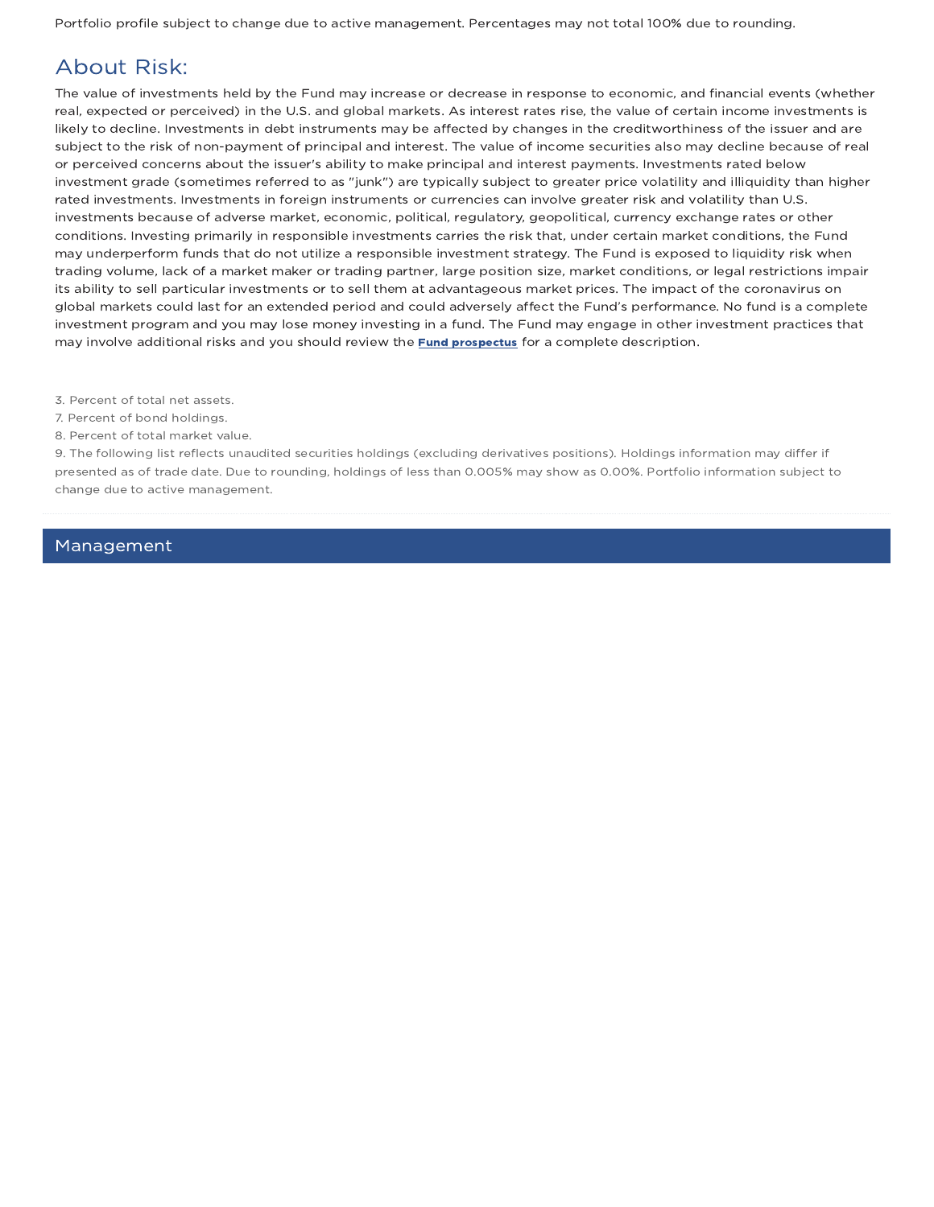Portfolio profile subject to change due to active management. Percentages may not total 100% due to rounding.

## About Risk:

The value of investments held by the Fund may increase or decrease in response to economic, and financial events (whether real, expected or perceived) in the U.S. and global markets. As interest rates rise, the value of certain income investments is likely to decline. Investments in debt instruments may be affected by changes in the creditworthiness of the issuer and are subject to the risk of non-payment of principal and interest. The value of income securities also may decline because of real or perceived concerns about the issuer's ability to make principal and interest payments. Investments rated below investment grade (sometimes referred to as "junk") are typically subject to greater price volatility and illiquidity than higher rated investments. Investments in foreign instruments or currencies can involve greater risk and volatility than U.S. investments because of adverse market, economic, political, regulatory, geopolitical, currency exchange rates or other conditions. Investing primarily in responsible investments carries the risk that, under certain market conditions, the Fund may underperform funds that do not utilize a responsible investment strategy. The Fund is exposed to liquidity risk when trading volume, lack of a market maker or trading partner, large position size, market conditions, or legal restrictions impair its ability to sell particular investments or to sell them at advantageous market prices. The impact of the coronavirus on global markets could last for an extended period and could adversely affect the Fund's performance. No fund is a complete investment program and you may lose money investing in a fund. The Fund may engage in other investment practices that may involve additional risks and you should review the **Fund prospectus** for a complete description.

3. Percent of total net assets.
7. Percent of bond holdings.
8. Percent of total market value.
9. The following list reflects unaudited securities holdings (excluding derivatives positions). Holdings information may differ if presented as of trade date. Due to rounding, holdings of less than 0.005% may show as 0.00%. Portfolio information subject to change due to active management.

## Management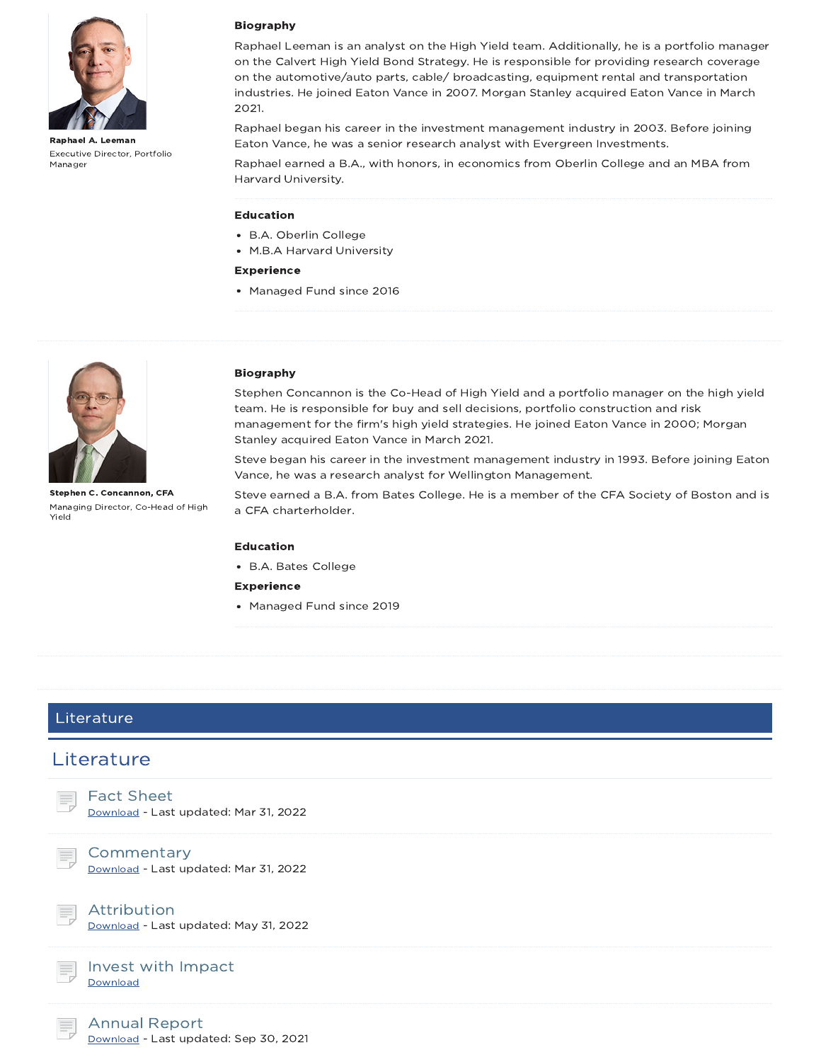**Raphael A. Leeman**

Executive Director, Portfolio Manager

### Biography

Raphael Leeman is an analyst on the High Yield team. Additionally, he is a portfolio manager on the Calvert High Yield Bond Strategy. He is responsible for providing research coverage on the automotive/auto parts, cable/ broadcasting, equipment rental and transportation industries. He joined Eaton Vance in 2007. Morgan Stanley acquired Eaton Vance in March 2021.

Raphael began his career in the investment management industry in 2003. Before joining Eaton Vance, he was a senior research analyst with Evergreen Investments.

Raphael earned a B.A., with honors, in economics from Oberlin College and an MBA from Harvard University.

### Education

- B.A. Oberlin College
- M.B.A Harvard University

### Experience

- Managed Fund since 2016

**Stephen C. Concannon, CFA**

Managing Director, Co-Head of High Yield

### Biography

Stephen Concannon is the Co-Head of High Yield and a portfolio manager on the high yield team. He is responsible for buy and sell decisions, portfolio construction and risk management for the firm's high yield strategies. He joined Eaton Vance in 2000; Morgan Stanley acquired Eaton Vance in March 2021.

Steve began his career in the investment management industry in 1993. Before joining Eaton Vance, he was a research analyst for Wellington Management.

Steve earned a B.A. from Bates College. He is a member of the CFA Society of Boston and is a CFA charterholder.

### Education

- B.A. Bates College

### Experience

- Managed Fund since 2019

## Literature

## Literature

**Fact Sheet**
Download - Last updated: Mar 31, 2022

**Commentary**
Download - Last updated: Mar 31, 2022

**Attribution**
Download - Last updated: May 31, 2022

**Invest with Impact**
Download

**Annual Report**
Download - Last updated: Sep 30, 2021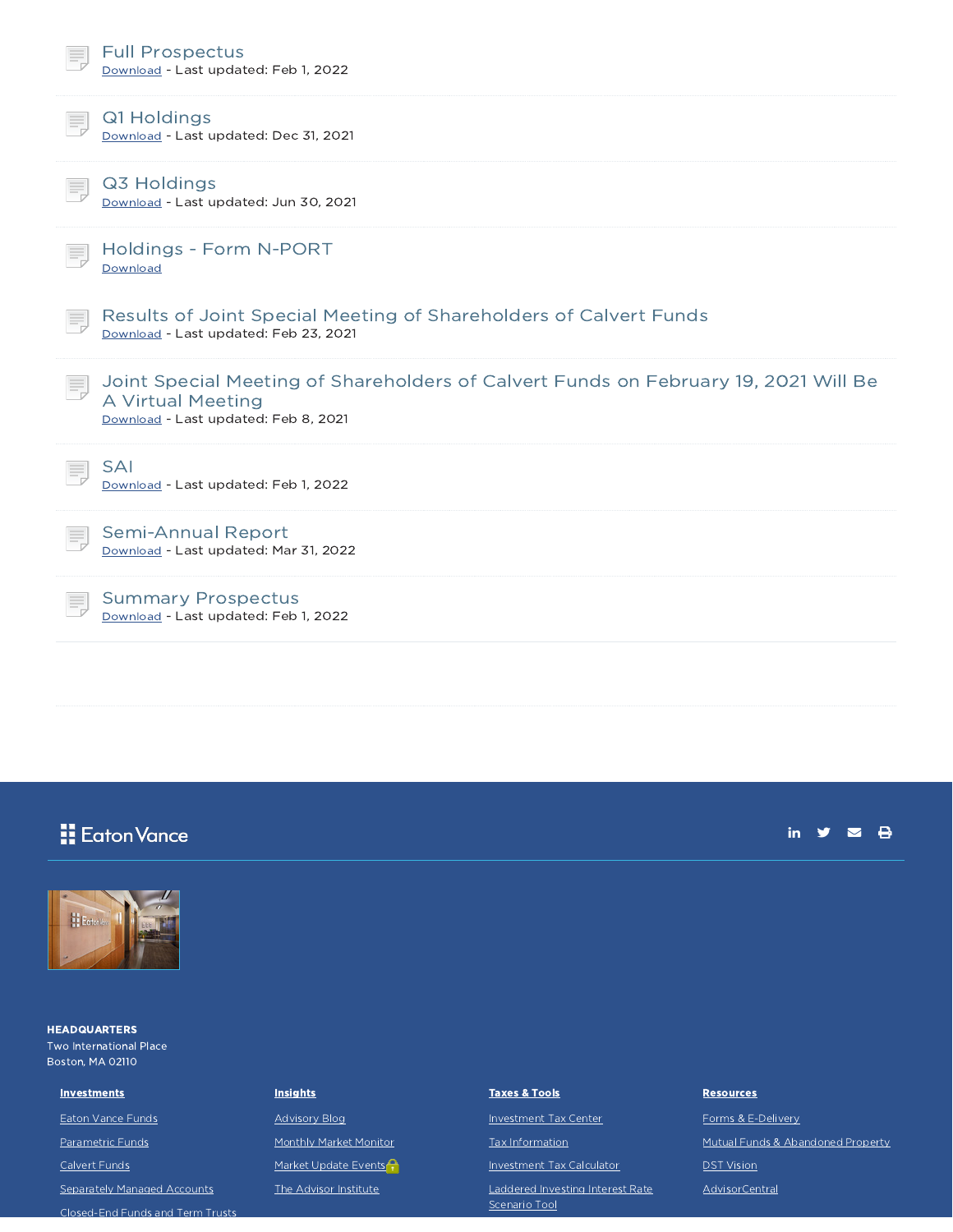### Full Prospectus
Download - Last updated: Feb 1, 2022

### Q1 Holdings
Download - Last updated: Dec 31, 2021

### Q3 Holdings
Download - Last updated: Jun 30, 2021

### Holdings - Form N-PORT
Download

### Results of Joint Special Meeting of Shareholders of Calvert Funds
Download - Last updated: Feb 23, 2021

### Joint Special Meeting of Shareholders of Calvert Funds on February 19, 2021 Will Be A Virtual Meeting
Download - Last updated: Feb 8, 2021

### SAI
Download - Last updated: Feb 1, 2022

### Semi-Annual Report
Download - Last updated: Mar 31, 2022

### Summary Prospectus
Download - Last updated: Feb 1, 2022

Eaton Vance

**HEADQUARTERS**
Two International Place
Boston, MA 02110

**Investments**
- Eaton Vance Funds
- Parametric Funds
- Calvert Funds
- Separately Managed Accounts
- Closed-End Funds and Term Trusts

**Insights**
- Advisory Blog
- Monthly Market Monitor
- Market Update Events
- The Advisor Institute

**Taxes & Tools**
- Investment Tax Center
- Tax Information
- Investment Tax Calculator
- Laddered Investing Interest Rate Scenario Tool

**Resources**
- Forms & E-Delivery
- Mutual Funds & Abandoned Property
- DST Vision
- AdvisorCentral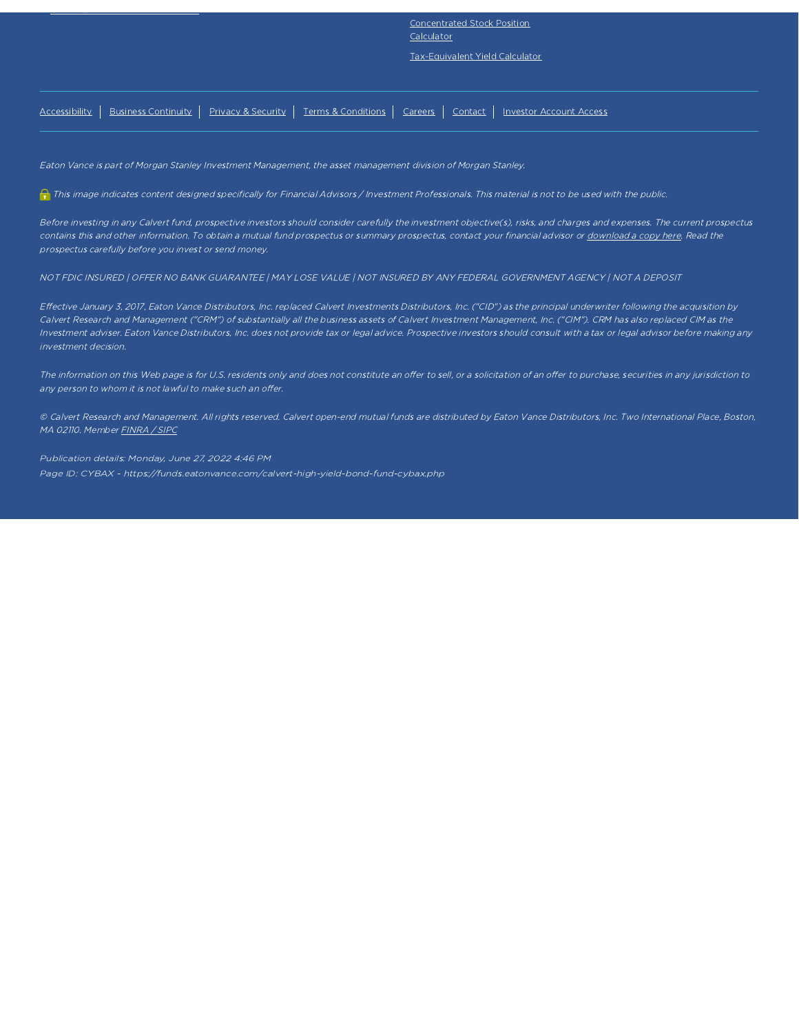Concentrated Stock Position Calculator

Tax-Equivalent Yield Calculator

Accessibility | Business Continuity | Privacy & Security | Terms & Conditions | Careers | Contact | Investor Account Access

*Eaton Vance is part of Morgan Stanley Investment Management, the asset management division of Morgan Stanley.*

*This image indicates content designed specifically for Financial Advisors / Investment Professionals. This material is not to be used with the public.*

*Before investing in any Calvert fund, prospective investors should consider carefully the investment objective(s), risks, and charges and expenses. The current prospectus contains this and other information. To obtain a mutual fund prospectus or summary prospectus, contact your financial advisor or download a copy here. Read the prospectus carefully before you invest or send money.*

*NOT FDIC INSURED | OFFER NO BANK GUARANTEE | MAY LOSE VALUE | NOT INSURED BY ANY FEDERAL GOVERNMENT AGENCY | NOT A DEPOSIT*

*Effective January 3, 2017, Eaton Vance Distributors, Inc. replaced Calvert Investments Distributors, Inc. ("CID") as the principal underwriter following the acquisition by Calvert Research and Management ("CRM") of substantially all the business assets of Calvert Investment Management, Inc. ("CIM"). CRM has also replaced CIM as the investment adviser. Eaton Vance Distributors, Inc. does not provide tax or legal advice. Prospective investors should consult with a tax or legal advisor before making any investment decision.*

*The information on this Web page is for U.S. residents only and does not constitute an offer to sell, or a solicitation of an offer to purchase, securities in any jurisdiction to any person to whom it is not lawful to make such an offer.*

*© Calvert Research and Management. All rights reserved. Calvert open-end mutual funds are distributed by Eaton Vance Distributors, Inc. Two International Place, Boston, MA 02110. Member FINRA / SIPC*

*Publication details: Monday, June 27, 2022 4:46 PM*
*Page ID: CYBAX - https://funds.eatonvance.com/calvert-high-yield-bond-fund-cybax.php*